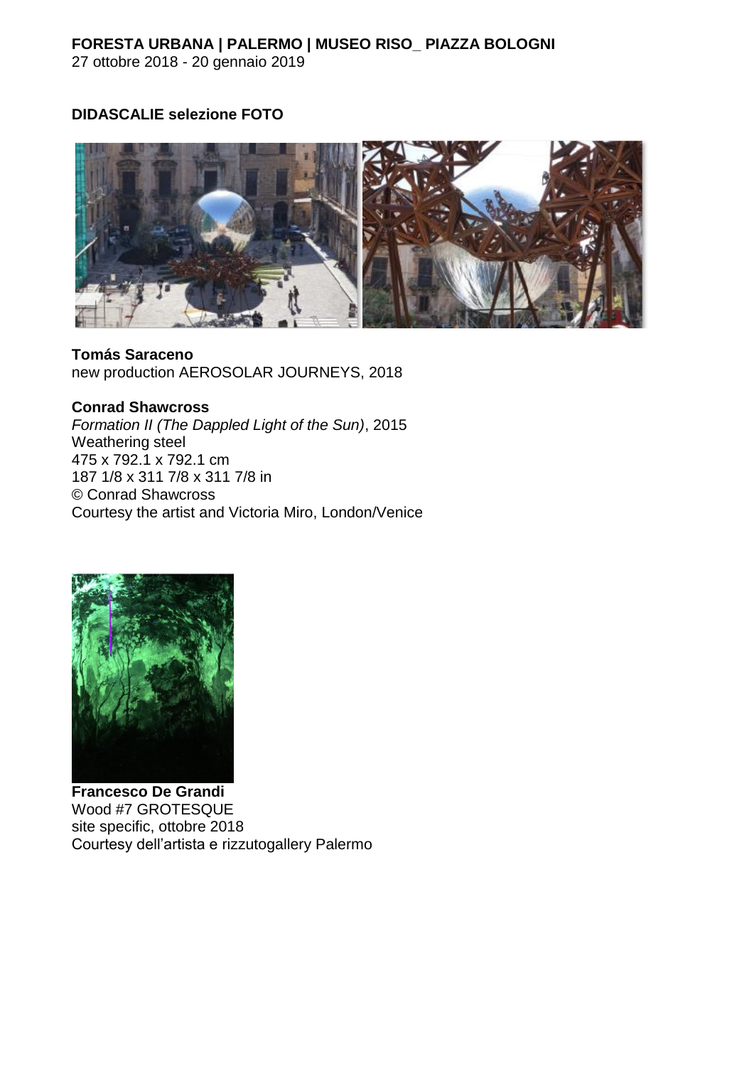**FORESTA URBANA | PALERMO | MUSEO RISO_ PIAZZA BOLOGNI**
27 ottobre 2018 - 20 gennaio 2019

**DIDASCALIE selezione FOTO**

**Tomás Saraceno**
new production AEROSOLAR JOURNEYS, 2018

**Conrad Shawcross**
*Formation II (The Dappled Light of the Sun)*, 2015
Weathering steel
475 x 792.1 x 792.1 cm
187 1/8 x 311 7/8 x 311 7/8 in
© Conrad Shawcross
Courtesy the artist and Victoria Miro, London/Venice

**Francesco De Grandi**
Wood #7 GROTESQUE
site specific, ottobre 2018
Courtesy dell'artista e rizzutogallery Palermo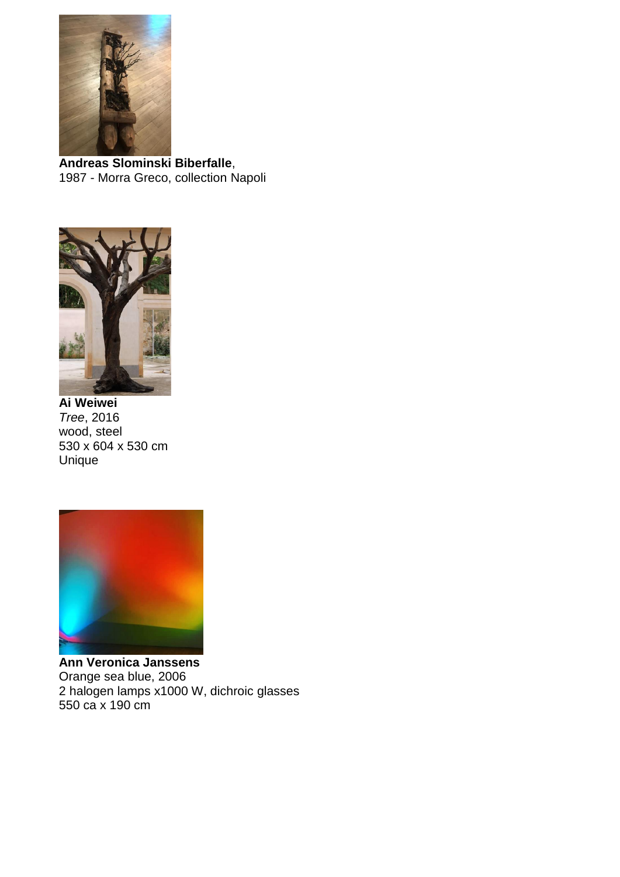**Andreas Slominski Biberfalle**,
1987 - Morra Greco, collection Napoli

**Ai Weiwei**
*Tree*, 2016
wood, steel
530 x 604 x 530 cm
Unique

**Ann Veronica Janssens**
Orange sea blue, 2006
2 halogen lamps x1000 W, dichroic glasses
550 ca x 190 cm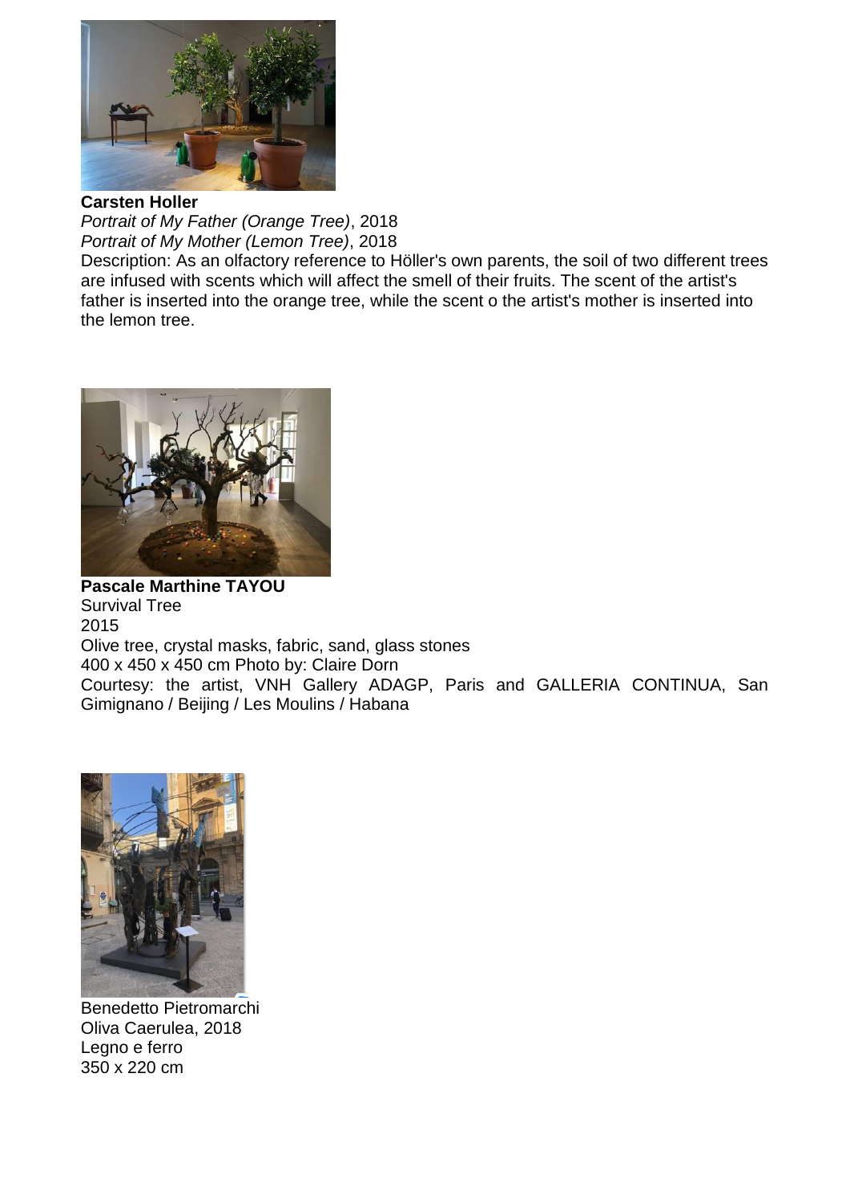**Carsten Holler**
*Portrait of My Father (Orange Tree)*, 2018
*Portrait of My Mother (Lemon Tree)*, 2018
Description: As an olfactory reference to Höller's own parents, the soil of two different trees are infused with scents which will affect the smell of their fruits. The scent of the artist's father is inserted into the orange tree, while the scent o the artist's mother is inserted into the lemon tree.

**Pascale Marthine TAYOU**
Survival Tree
2015
Olive tree, crystal masks, fabric, sand, glass stones
400 x 450 x 450 cm Photo by: Claire Dorn
Courtesy: the artist, VNH Gallery ADAGP, Paris and GALLERIA CONTINUA, San Gimignano / Beijing / Les Moulins / Habana

Benedetto Pietromarchi
Oliva Caerulea, 2018
Legno e ferro
350 x 220 cm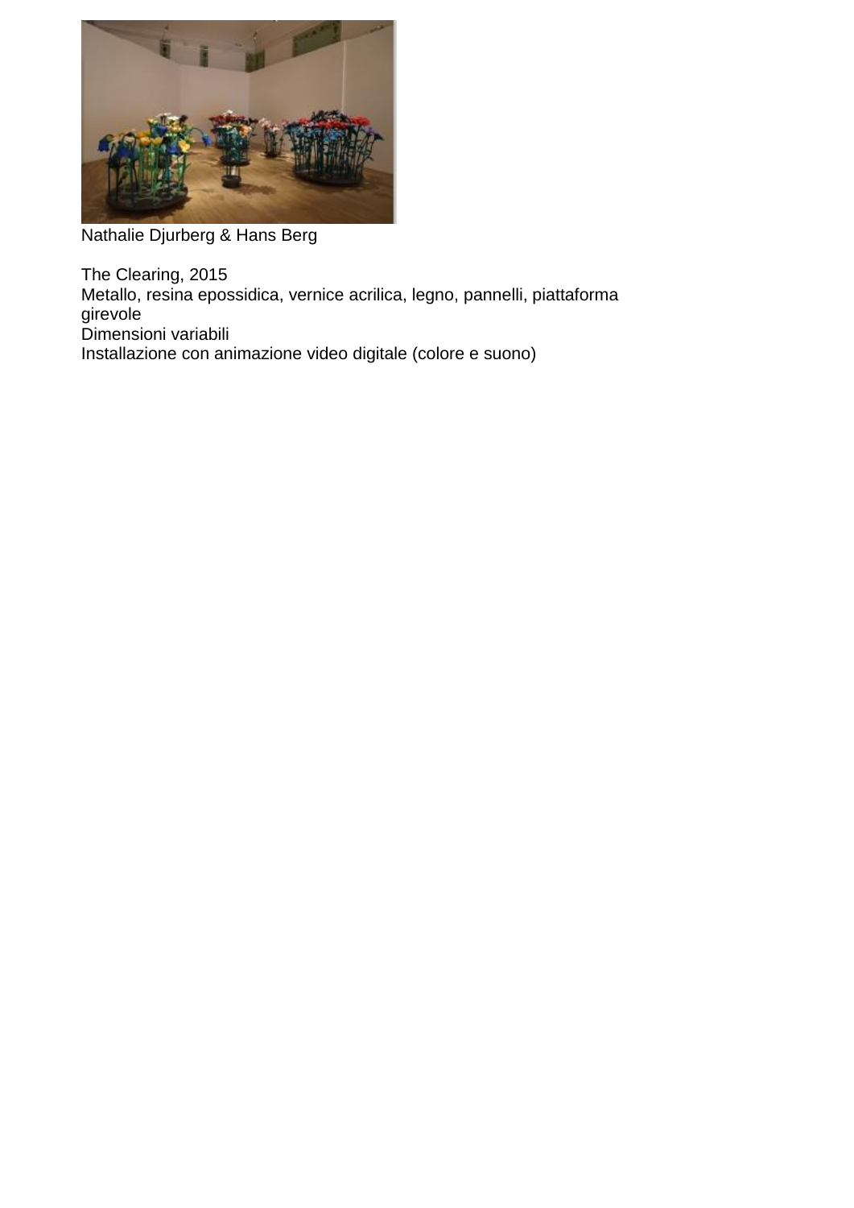Nathalie Djurberg & Hans Berg

The Clearing, 2015
Metallo, resina epossidica, vernice acrilica, legno, pannelli, piattaforma girevole
Dimensioni variabili
Installazione con animazione video digitale (colore e suono)